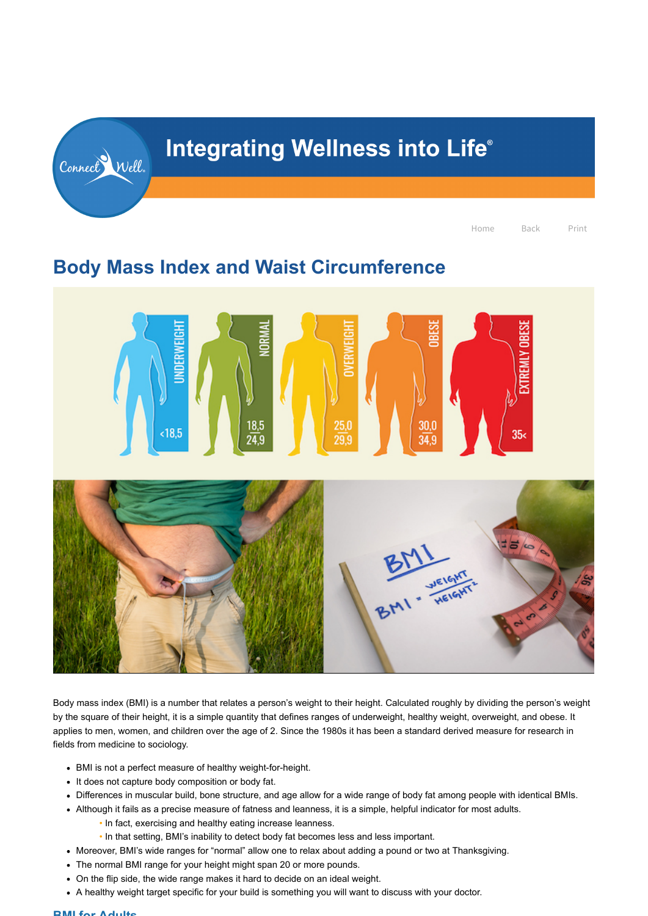# Integrating Wellness into Life®

Home Back Print

## Body Mass Index and Waist Circumference

Body mass index (BMI) is a number that relates a person's weight to their height. Calculated roughly by dividing the person's weight by the square of their height, it is a simple quantity that defines ranges of underweight, healthy weight, overweight, and obese. It applies to men, women, and children over the age of 2. Since the 1980s it has been a standard derived measure for research in fields from medicine to sociology.

- BMI is not a perfect measure of healthy weight-for-height.
- It does not capture body composition or body fat.
- Differences in muscular build, bone structure, and age allow for a wide range of body fat among people with identical BMIs.
- Although it fails as a precise measure of fatness and leanness, it is a simple, helpful indicator for most adults.
  - In fact, exercising and healthy eating increase leanness.
  - In that setting, BMI's inability to detect body fat becomes less and less important.
- Moreover, BMI's wide ranges for "normal" allow one to relax about adding a pound or two at Thanksgiving.
- The normal BMI range for your height might span 20 or more pounds.
- On the flip side, the wide range makes it hard to decide on an ideal weight.
- A healthy weight target specific for your build is something you will want to discuss with your doctor.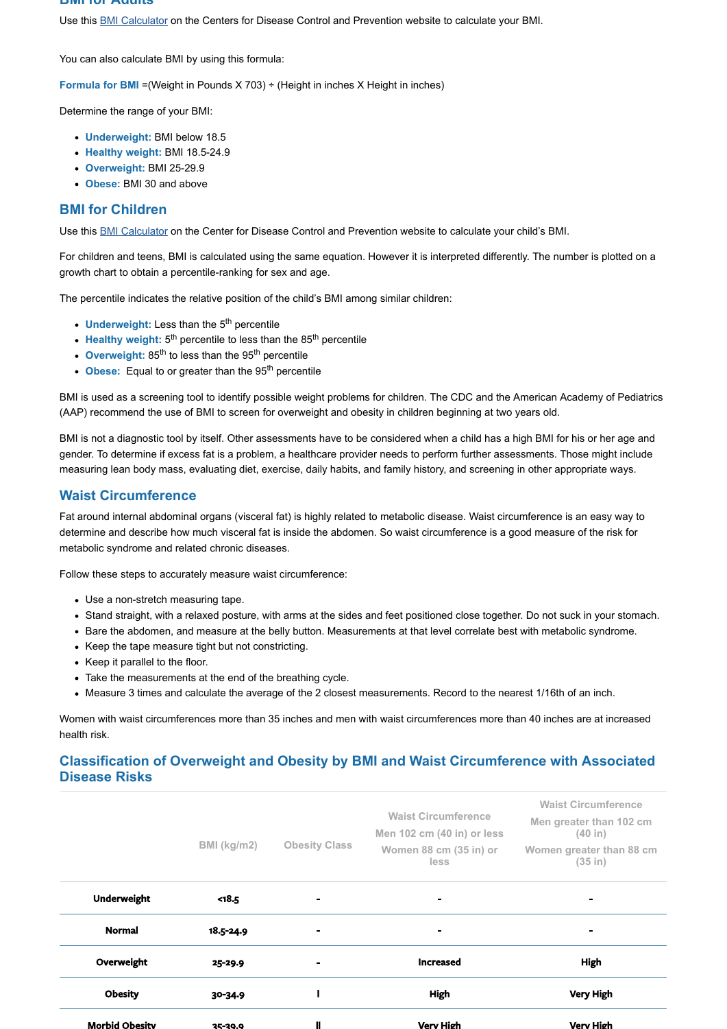## BMI for Adults

Use this BMI Calculator on the Centers for Disease Control and Prevention website to calculate your BMI.

You can also calculate BMI by using this formula:

**Formula for BMI** =(Weight in Pounds X 703) ÷ (Height in inches X Height in inches)

Determine the range of your BMI:

- **Underweight:** BMI below 18.5
- **Healthy weight:** BMI 18.5-24.9
- **Overweight:** BMI 25-29.9
- **Obese:** BMI 30 and above

## BMI for Children

Use this BMI Calculator on the Center for Disease Control and Prevention website to calculate your child's BMI.

For children and teens, BMI is calculated using the same equation. However it is interpreted differently. The number is plotted on a growth chart to obtain a percentile-ranking for sex and age.

The percentile indicates the relative position of the child's BMI among similar children:

- **Underweight:** Less than the 5$^{th}$ percentile
- **Healthy weight:** 5$^{th}$ percentile to less than the 85$^{th}$ percentile
- **Overweight:** 85$^{th}$ to less than the 95$^{th}$ percentile
- **Obese:** Equal to or greater than the 95$^{th}$ percentile

BMI is used as a screening tool to identify possible weight problems for children. The CDC and the American Academy of Pediatrics (AAP) recommend the use of BMI to screen for overweight and obesity in children beginning at two years old.

BMI is not a diagnostic tool by itself. Other assessments have to be considered when a child has a high BMI for his or her age and gender. To determine if excess fat is a problem, a healthcare provider needs to perform further assessments. Those might include measuring lean body mass, evaluating diet, exercise, daily habits, and family history, and screening in other appropriate ways.

## Waist Circumference

Fat around internal abdominal organs (visceral fat) is highly related to metabolic disease. Waist circumference is an easy way to determine and describe how much visceral fat is inside the abdomen. So waist circumference is a good measure of the risk for metabolic syndrome and related chronic diseases.

Follow these steps to accurately measure waist circumference:

- Use a non-stretch measuring tape.
- Stand straight, with a relaxed posture, with arms at the sides and feet positioned close together. Do not suck in your stomach.
- Bare the abdomen, and measure at the belly button. Measurements at that level correlate best with metabolic syndrome.
- Keep the tape measure tight but not constricting.
- Keep it parallel to the floor.
- Take the measurements at the end of the breathing cycle.
- Measure 3 times and calculate the average of the 2 closest measurements. Record to the nearest 1/16th of an inch.

Women with waist circumferences more than 35 inches and men with waist circumferences more than 40 inches are at increased health risk.

## Classification of Overweight and Obesity by BMI and Waist Circumference with Associated Disease Risks

| | BMI (kg/m2) | Obesity Class | Waist Circumference Men 102 cm (40 in) or less Women 88 cm (35 in) or less | Waist Circumference Men greater than 102 cm (40 in) Women greater than 88 cm (35 in) |
|---|---|---|---|---|
| **Underweight** | <18.5 | - | - | - |
| **Normal** | 18.5-24.9 | - | - | - |
| **Overweight** | 25-29.9 | - | Increased | High |
| **Obesity** | 30-34.9 | I | High | Very High |
| **Morbid Obesity** | 35-39.9 | II | Very High | Very High |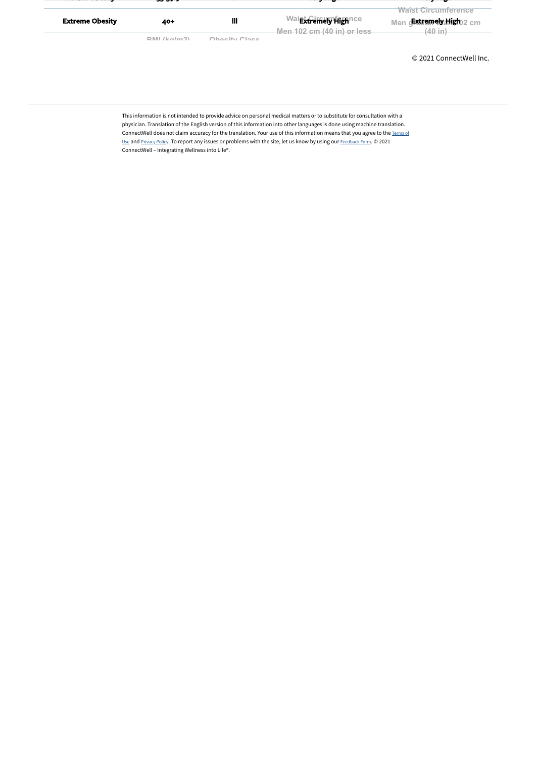| | | | | |
|---|---|---|---|---|
| Extreme Obesity | 40+ | III | Extremely High | Extremely High |

© 2021 ConnectWell Inc.

This information is not intended to provide advice on personal medical matters or to substitute for consultation with a physician. Translation of the English version of this information into other languages is done using machine translation. ConnectWell does not claim accuracy for the translation. Your use of this information means that you agree to the Terms of Use and Privacy Policy. To report any issues or problems with the site, let us know by using our Feedback Form. © 2021 ConnectWell – Integrating Wellness into Life®.